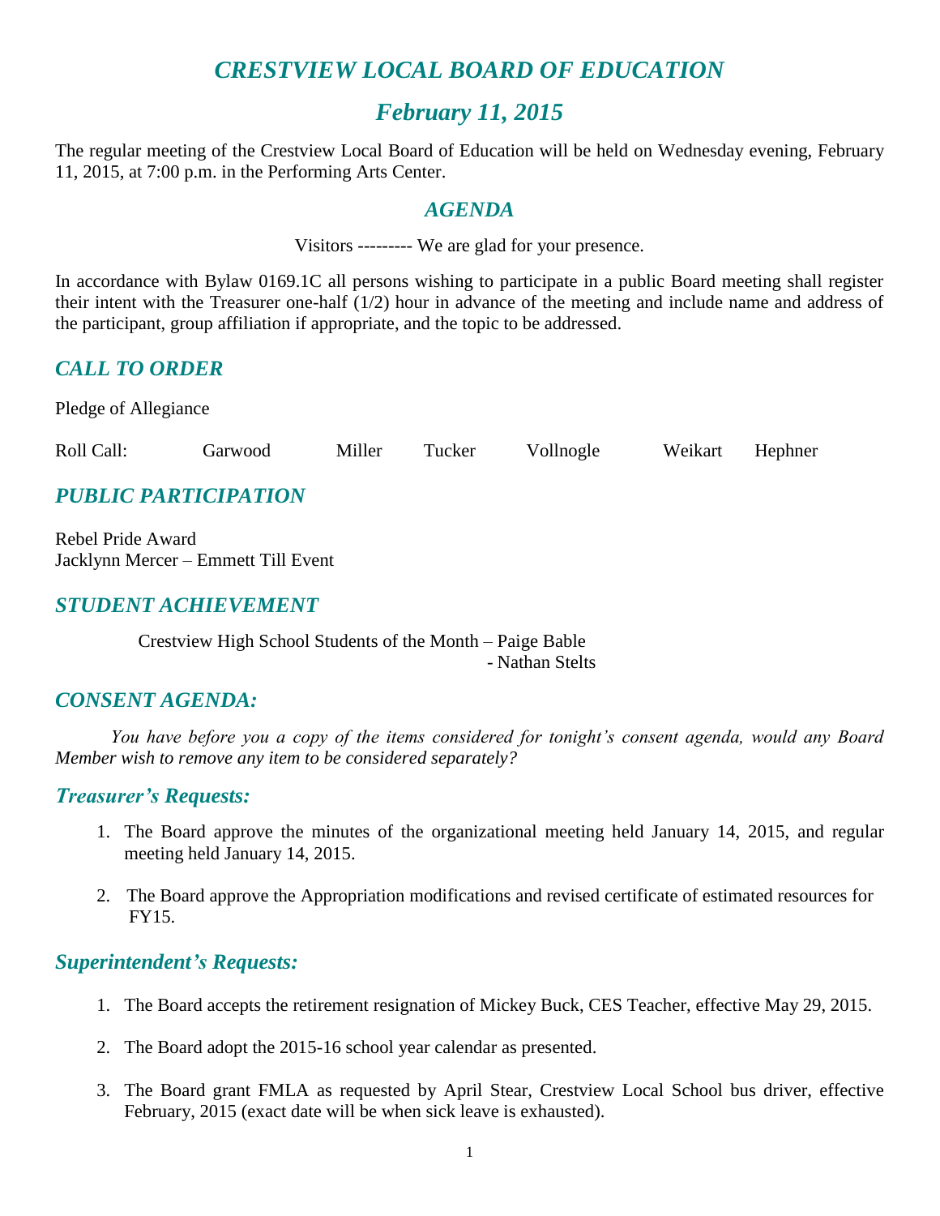# *CRESTVIEW LOCAL BOARD OF EDUCATION*

## *February 11, 2015*

The regular meeting of the Crestview Local Board of Education will be held on Wednesday evening, February 11, 2015, at 7:00 p.m. in the Performing Arts Center.

### *AGENDA*

Visitors --------- We are glad for your presence.

In accordance with Bylaw 0169.1C all persons wishing to participate in a public Board meeting shall register their intent with the Treasurer one-half (1/2) hour in advance of the meeting and include name and address of the participant, group affiliation if appropriate, and the topic to be addressed.

### *CALL TO ORDER*

Pledge of Allegiance

Roll Call: Garwood Miller Tucker Vollnogle Weikart Hephner

### *PUBLIC PARTICIPATION*

Rebel Pride Award
Jacklynn Mercer – Emmett Till Event

### *STUDENT ACHIEVEMENT*

Crestview High School Students of the Month – Paige Bable
- Nathan Stelts

### *CONSENT AGENDA:*

*You have before you a copy of the items considered for tonight's consent agenda, would any Board Member wish to remove any item to be considered separately?*

### *Treasurer's Requests:*

1. The Board approve the minutes of the organizational meeting held January 14, 2015, and regular meeting held January 14, 2015.

2. The Board approve the Appropriation modifications and revised certificate of estimated resources for FY15.

### *Superintendent's Requests:*

1. The Board accepts the retirement resignation of Mickey Buck, CES Teacher, effective May 29, 2015.

2. The Board adopt the 2015-16 school year calendar as presented.

3. The Board grant FMLA as requested by April Stear, Crestview Local School bus driver, effective February, 2015 (exact date will be when sick leave is exhausted).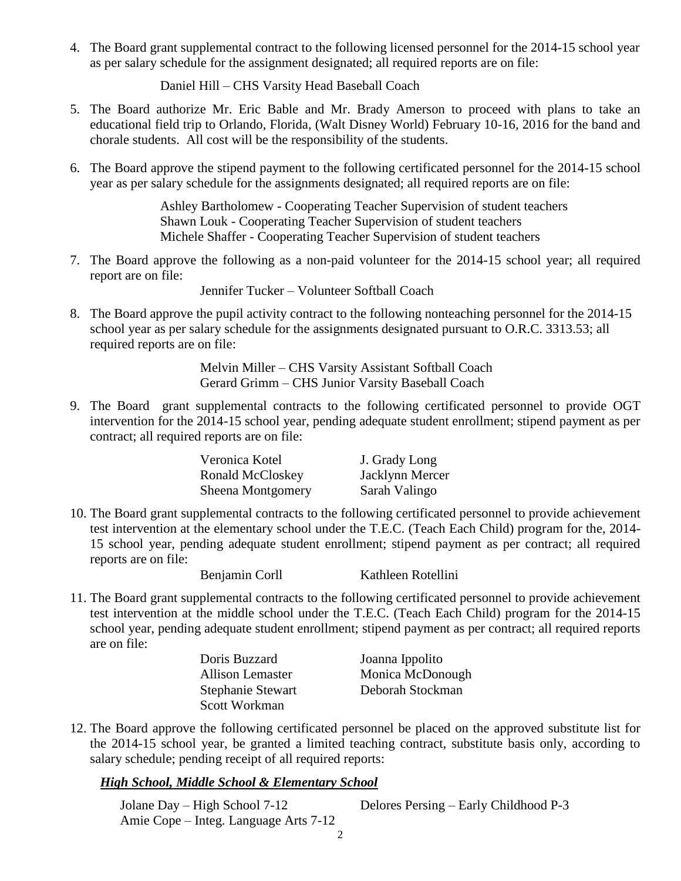4. The Board grant supplemental contract to the following licensed personnel for the 2014-15 school year as per salary schedule for the assignment designated; all required reports are on file:

   Daniel Hill – CHS Varsity Head Baseball Coach

5. The Board authorize Mr. Eric Bable and Mr. Brady Amerson to proceed with plans to take an educational field trip to Orlando, Florida, (Walt Disney World) February 10-16, 2016 for the band and chorale students. All cost will be the responsibility of the students.

6. The Board approve the stipend payment to the following certificated personnel for the 2014-15 school year as per salary schedule for the assignments designated; all required reports are on file:

   Ashley Bartholomew - Cooperating Teacher Supervision of student teachers
   Shawn Louk - Cooperating Teacher Supervision of student teachers
   Michele Shaffer - Cooperating Teacher Supervision of student teachers

7. The Board approve the following as a non-paid volunteer for the 2014-15 school year; all required report are on file:

   Jennifer Tucker – Volunteer Softball Coach

8. The Board approve the pupil activity contract to the following nonteaching personnel for the 2014-15 school year as per salary schedule for the assignments designated pursuant to O.R.C. 3313.53; all required reports are on file:

   Melvin Miller – CHS Varsity Assistant Softball Coach
   Gerard Grimm – CHS Junior Varsity Baseball Coach

9. The Board grant supplemental contracts to the following certificated personnel to provide OGT intervention for the 2014-15 school year, pending adequate student enrollment; stipend payment as per contract; all required reports are on file:

   | | |
   |---|---|
   | Veronica Kotel | J. Grady Long |
   | Ronald McCloskey | Jacklynn Mercer |
   | Sheena Montgomery | Sarah Valingo |

10. The Board grant supplemental contracts to the following certificated personnel to provide achievement test intervention at the elementary school under the T.E.C. (Teach Each Child) program for the, 2014-15 school year, pending adequate student enrollment; stipend payment as per contract; all required reports are on file:

    | | |
    |---|---|
    | Benjamin Corll | Kathleen Rotellini |

11. The Board grant supplemental contracts to the following certificated personnel to provide achievement test intervention at the middle school under the T.E.C. (Teach Each Child) program for the 2014-15 school year, pending adequate student enrollment; stipend payment as per contract; all required reports are on file:

    | | |
    |---|---|
    | Doris Buzzard | Joanna Ippolito |
    | Allison Lemaster | Monica McDonough |
    | Stephanie Stewart | Deborah Stockman |
    | Scott Workman | |

12. The Board approve the following certificated personnel be placed on the approved substitute list for the 2014-15 school year, be granted a limited teaching contract, substitute basis only, according to salary schedule; pending receipt of all required reports:

    ***High School, Middle School & Elementary School***

    | | |
    |---|---|
    | Jolane Day – High School 7-12 | Delores Persing – Early Childhood P-3 |
    | Amie Cope – Integ. Language Arts 7-12 | |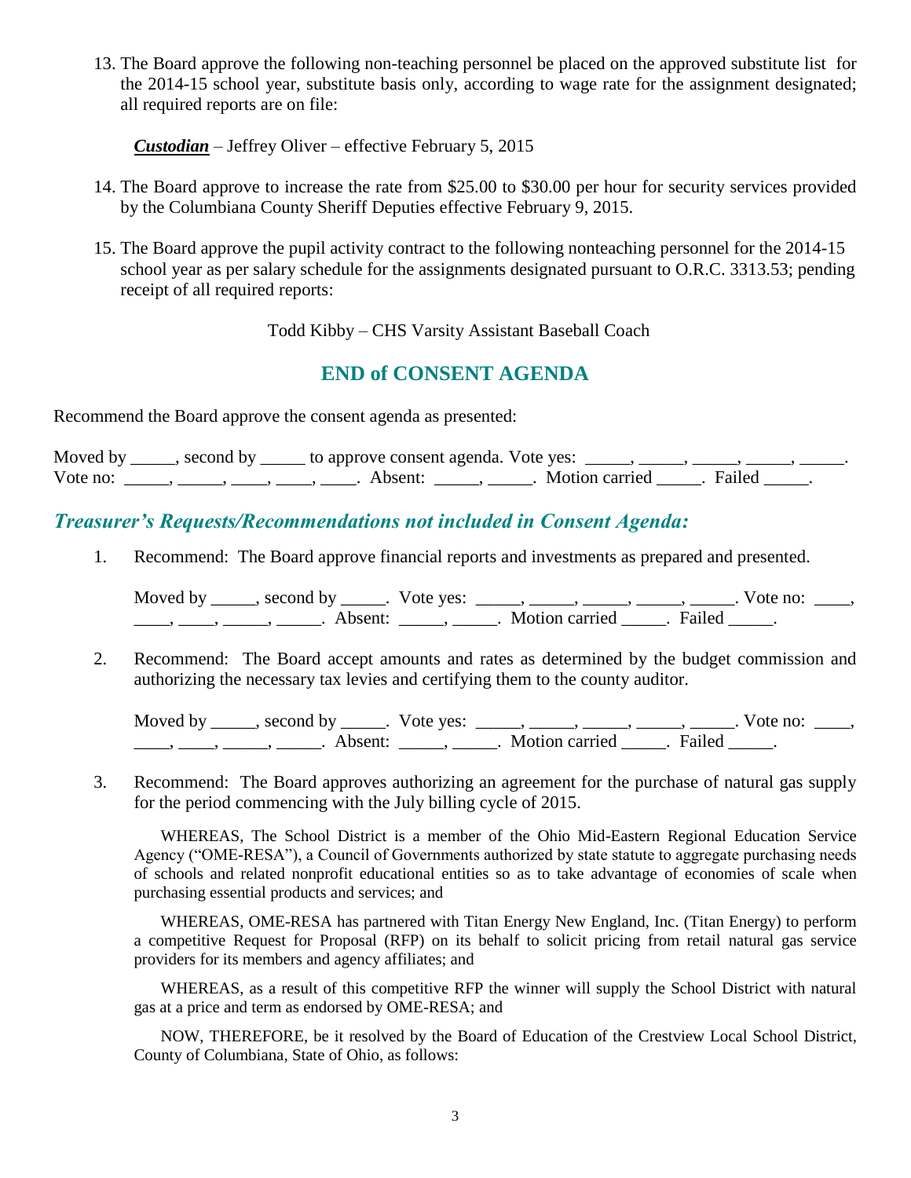13. The Board approve the following non-teaching personnel be placed on the approved substitute list for the 2014-15 school year, substitute basis only, according to wage rate for the assignment designated; all required reports are on file:

    ***Custodian*** – Jeffrey Oliver – effective February 5, 2015

14. The Board approve to increase the rate from $25.00 to $30.00 per hour for security services provided by the Columbiana County Sheriff Deputies effective February 9, 2015.

15. The Board approve the pupil activity contract to the following nonteaching personnel for the 2014-15 school year as per salary schedule for the assignments designated pursuant to O.R.C. 3313.53; pending receipt of all required reports:

    Todd Kibby – CHS Varsity Assistant Baseball Coach

## END of CONSENT AGENDA

Recommend the Board approve the consent agenda as presented:

Moved by _____, second by _____ to approve consent agenda. Vote yes: _____, _____, _____, _____, _____. Vote no: _____, _____, ____, ____, ____. Absent: _____, _____. Motion carried _____. Failed _____.

### *Treasurer's Requests/Recommendations not included in Consent Agenda:*

1. Recommend: The Board approve financial reports and investments as prepared and presented.

   Moved by _____, second by _____. Vote yes: _____, _____, _____, _____, _____. Vote no: ____, ____, ____, _____, _____. Absent: _____, _____. Motion carried _____. Failed _____.

2. Recommend: The Board accept amounts and rates as determined by the budget commission and authorizing the necessary tax levies and certifying them to the county auditor.

   Moved by _____, second by _____. Vote yes: _____, _____, _____, _____, _____. Vote no: ____, ____, ____, _____, _____. Absent: _____, _____. Motion carried _____. Failed _____.

3. Recommend: The Board approves authorizing an agreement for the purchase of natural gas supply for the period commencing with the July billing cycle of 2015.

   WHEREAS, The School District is a member of the Ohio Mid-Eastern Regional Education Service Agency ("OME-RESA"), a Council of Governments authorized by state statute to aggregate purchasing needs of schools and related nonprofit educational entities so as to take advantage of economies of scale when purchasing essential products and services; and

   WHEREAS, OME-RESA has partnered with Titan Energy New England, Inc. (Titan Energy) to perform a competitive Request for Proposal (RFP) on its behalf to solicit pricing from retail natural gas service providers for its members and agency affiliates; and

   WHEREAS, as a result of this competitive RFP the winner will supply the School District with natural gas at a price and term as endorsed by OME-RESA; and

   NOW, THEREFORE, be it resolved by the Board of Education of the Crestview Local School District, County of Columbiana, State of Ohio, as follows: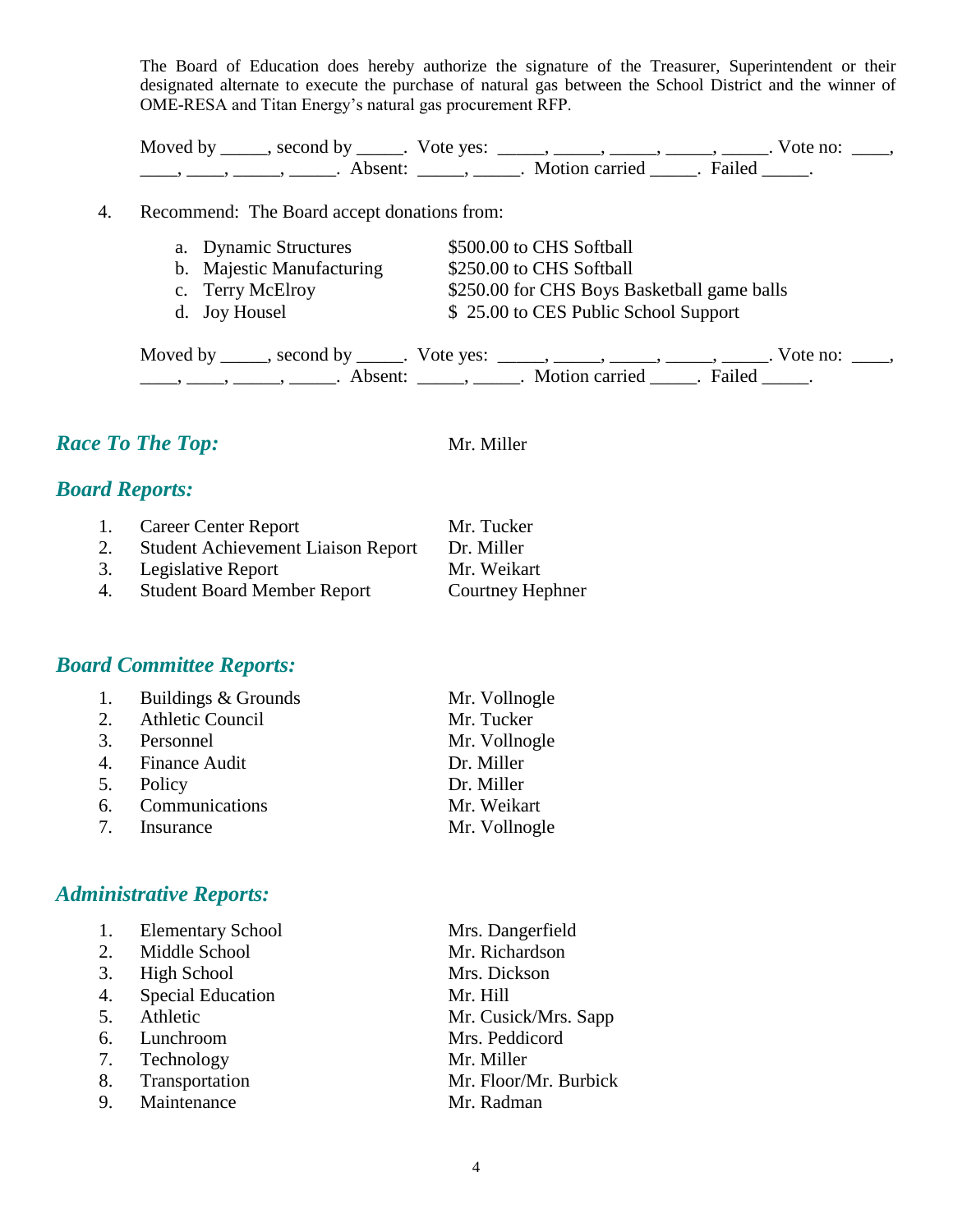The Board of Education does hereby authorize the signature of the Treasurer, Superintendent or their designated alternate to execute the purchase of natural gas between the School District and the winner of OME-RESA and Titan Energy's natural gas procurement RFP.

Moved by _____, second by _____. Vote yes: _____, _____, _____, _____, _____. Vote no: ____, ____, ____, _____, _____. Absent: _____, _____. Motion carried _____. Failed _____.

4. Recommend: The Board accept donations from:

   a. Dynamic Structures — $500.00 to CHS Softball
   b. Majestic Manufacturing — $250.00 to CHS Softball
   c. Terry McElroy — $250.00 for CHS Boys Basketball game balls
   d. Joy Housel — $ 25.00 to CES Public School Support

   Moved by _____, second by _____. Vote yes: _____, _____, _____, _____, _____. Vote no: ____, ____, ____, _____, _____. Absent: _____, _____. Motion carried _____. Failed _____.

## *Race To The Top:* Mr. Miller

## *Board Reports:*

1. Career Center Report — Mr. Tucker
2. Student Achievement Liaison Report — Dr. Miller
3. Legislative Report — Mr. Weikart
4. Student Board Member Report — Courtney Hephner

## *Board Committee Reports:*

1. Buildings & Grounds — Mr. Vollnogle
2. Athletic Council — Mr. Tucker
3. Personnel — Mr. Vollnogle
4. Finance Audit — Dr. Miller
5. Policy — Dr. Miller
6. Communications — Mr. Weikart
7. Insurance — Mr. Vollnogle

## *Administrative Reports:*

1. Elementary School — Mrs. Dangerfield
2. Middle School — Mr. Richardson
3. High School — Mrs. Dickson
4. Special Education — Mr. Hill
5. Athletic — Mr. Cusick/Mrs. Sapp
6. Lunchroom — Mrs. Peddicord
7. Technology — Mr. Miller
8. Transportation — Mr. Floor/Mr. Burbick
9. Maintenance — Mr. Radman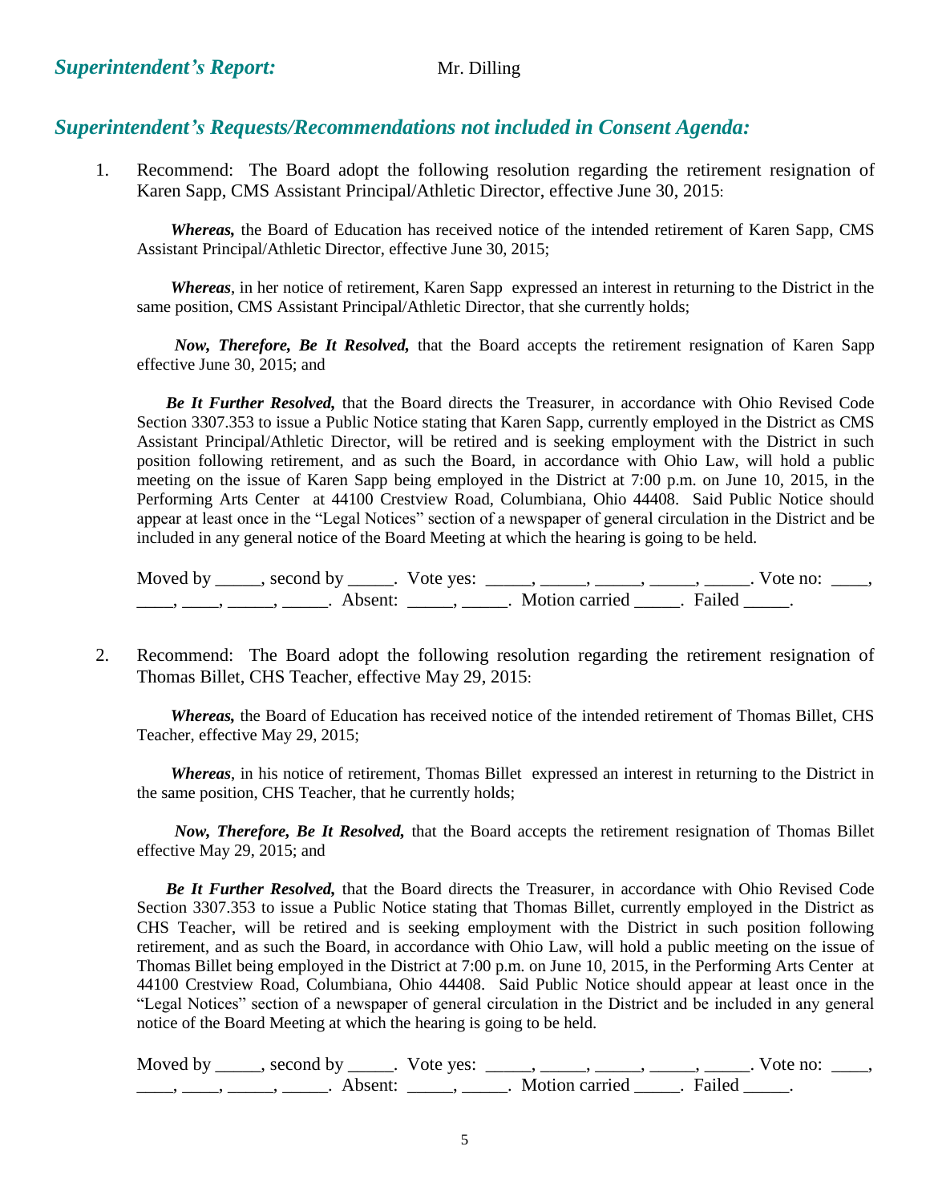## *Superintendent's Report:* Mr. Dilling

## *Superintendent's Requests/Recommendations not included in Consent Agenda:*

1. Recommend: The Board adopt the following resolution regarding the retirement resignation of Karen Sapp, CMS Assistant Principal/Athletic Director, effective June 30, 2015:

   ***Whereas,*** the Board of Education has received notice of the intended retirement of Karen Sapp, CMS Assistant Principal/Athletic Director, effective June 30, 2015;

   ***Whereas***, in her notice of retirement, Karen Sapp expressed an interest in returning to the District in the same position, CMS Assistant Principal/Athletic Director, that she currently holds;

   ***Now, Therefore, Be It Resolved,*** that the Board accepts the retirement resignation of Karen Sapp effective June 30, 2015; and

   ***Be It Further Resolved,*** that the Board directs the Treasurer, in accordance with Ohio Revised Code Section 3307.353 to issue a Public Notice stating that Karen Sapp, currently employed in the District as CMS Assistant Principal/Athletic Director, will be retired and is seeking employment with the District in such position following retirement, and as such the Board, in accordance with Ohio Law, will hold a public meeting on the issue of Karen Sapp being employed in the District at 7:00 p.m. on June 10, 2015, in the Performing Arts Center at 44100 Crestview Road, Columbiana, Ohio 44408. Said Public Notice should appear at least once in the "Legal Notices" section of a newspaper of general circulation in the District and be included in any general notice of the Board Meeting at which the hearing is going to be held.

   Moved by _____, second by _____. Vote yes: _____, _____, _____, _____, _____. Vote no: ____, ____, ____, _____, _____. Absent: _____, _____. Motion carried _____. Failed _____.

2. Recommend: The Board adopt the following resolution regarding the retirement resignation of Thomas Billet, CHS Teacher, effective May 29, 2015:

   ***Whereas,*** the Board of Education has received notice of the intended retirement of Thomas Billet, CHS Teacher, effective May 29, 2015;

   ***Whereas***, in his notice of retirement, Thomas Billet expressed an interest in returning to the District in the same position, CHS Teacher, that he currently holds;

   ***Now, Therefore, Be It Resolved,*** that the Board accepts the retirement resignation of Thomas Billet effective May 29, 2015; and

   ***Be It Further Resolved,*** that the Board directs the Treasurer, in accordance with Ohio Revised Code Section 3307.353 to issue a Public Notice stating that Thomas Billet, currently employed in the District as CHS Teacher, will be retired and is seeking employment with the District in such position following retirement, and as such the Board, in accordance with Ohio Law, will hold a public meeting on the issue of Thomas Billet being employed in the District at 7:00 p.m. on June 10, 2015, in the Performing Arts Center at 44100 Crestview Road, Columbiana, Ohio 44408. Said Public Notice should appear at least once in the "Legal Notices" section of a newspaper of general circulation in the District and be included in any general notice of the Board Meeting at which the hearing is going to be held.

   Moved by _____, second by _____. Vote yes: _____, _____, _____, _____, _____. Vote no: ____, ____, ____, _____, _____. Absent: _____, _____. Motion carried _____. Failed _____.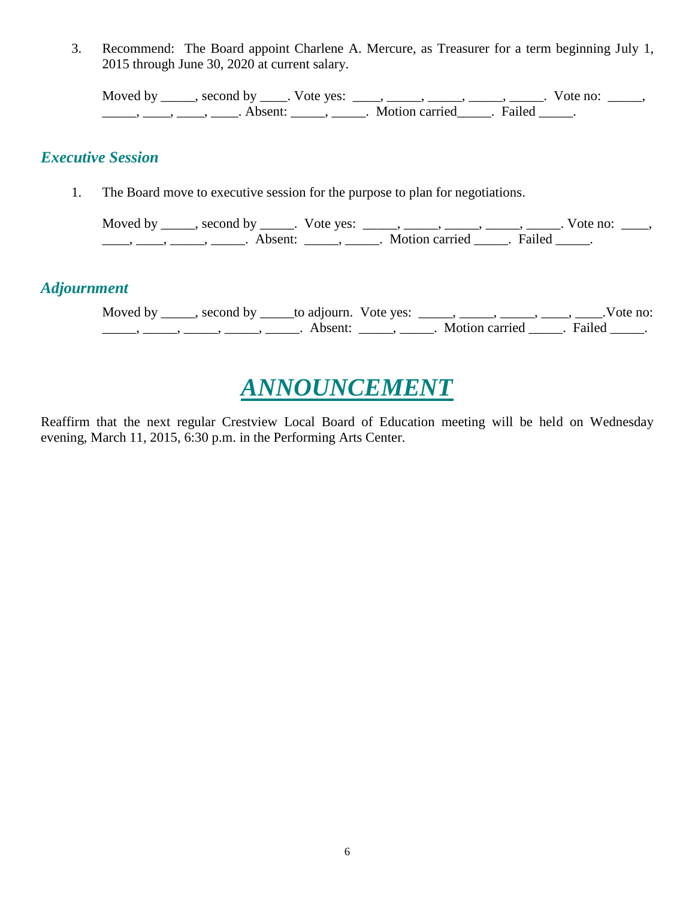3. Recommend: The Board appoint Charlene A. Mercure, as Treasurer for a term beginning July 1, 2015 through June 30, 2020 at current salary.

   Moved by _____, second by ____. Vote yes: ____, _____, _____, _____, _____. Vote no: _____, _____, ____, ____, ____. Absent: _____, _____. Motion carried_____. Failed _____.

## *Executive Session*

1. The Board move to executive session for the purpose to plan for negotiations.

   Moved by _____, second by _____. Vote yes: _____, _____, _____, _____, _____. Vote no: ____, ____, ____, _____, _____. Absent: _____, _____. Motion carried _____. Failed _____.

## *Adjournment*

Moved by _____, second by _____to adjourn. Vote yes: _____, _____, _____, ____, ____.Vote no: _____, _____, _____, _____, _____. Absent: _____, _____. Motion carried _____. Failed _____.

# ***ANNOUNCEMENT***

Reaffirm that the next regular Crestview Local Board of Education meeting will be held on Wednesday evening, March 11, 2015, 6:30 p.m. in the Performing Arts Center.